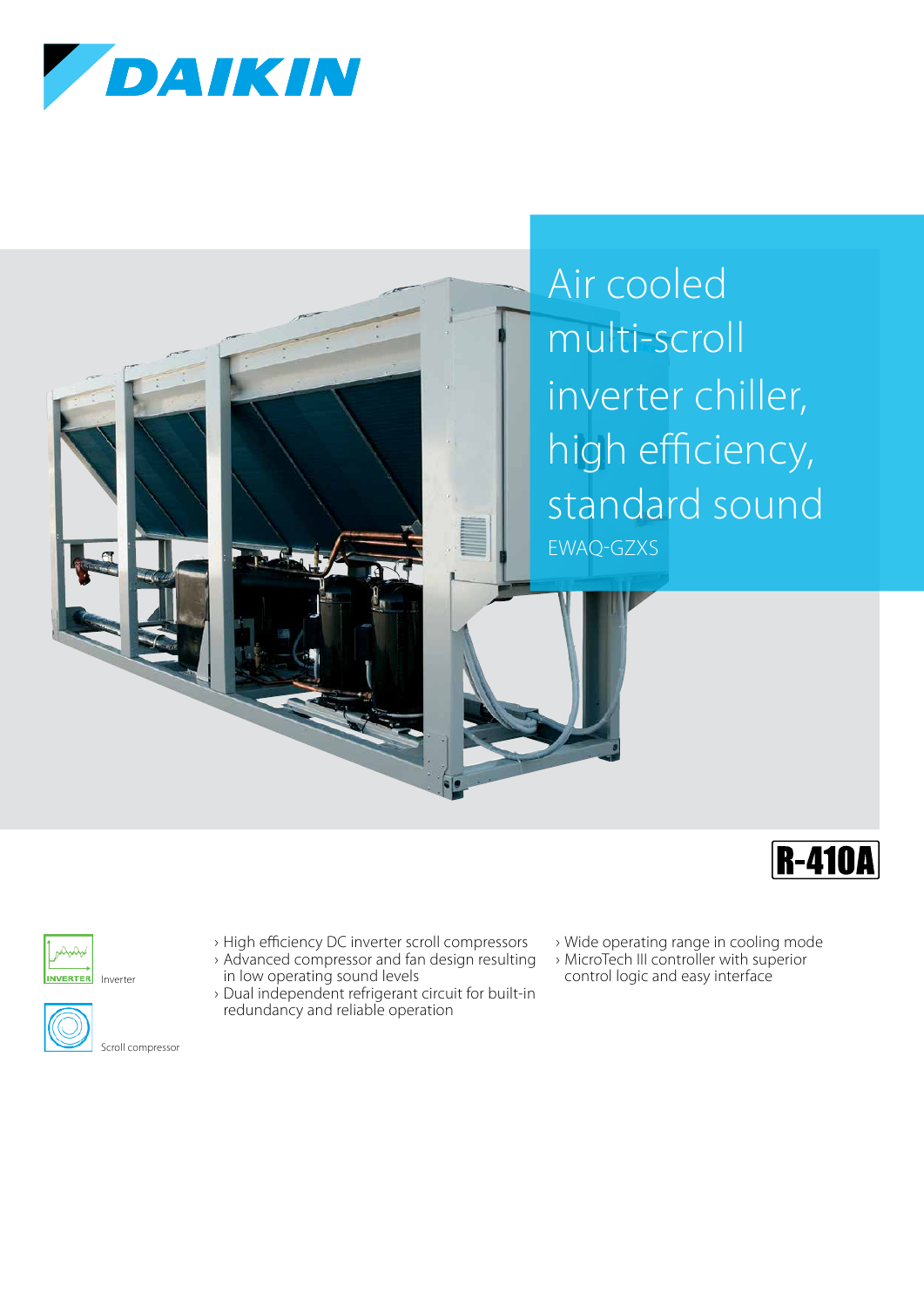DAIKIN

# Air cooled multi-scroll inverter chiller, high efficiency, standard sound

EWAQ-GZXS

R-410A

Inverter

Scroll compressor

- High efficiency DC inverter scroll compressors
- Advanced compressor and fan design resulting in low operating sound levels
- Dual independent refrigerant circuit for built-in redundancy and reliable operation
- Wide operating range in cooling mode
- MicroTech III controller with superior control logic and easy interface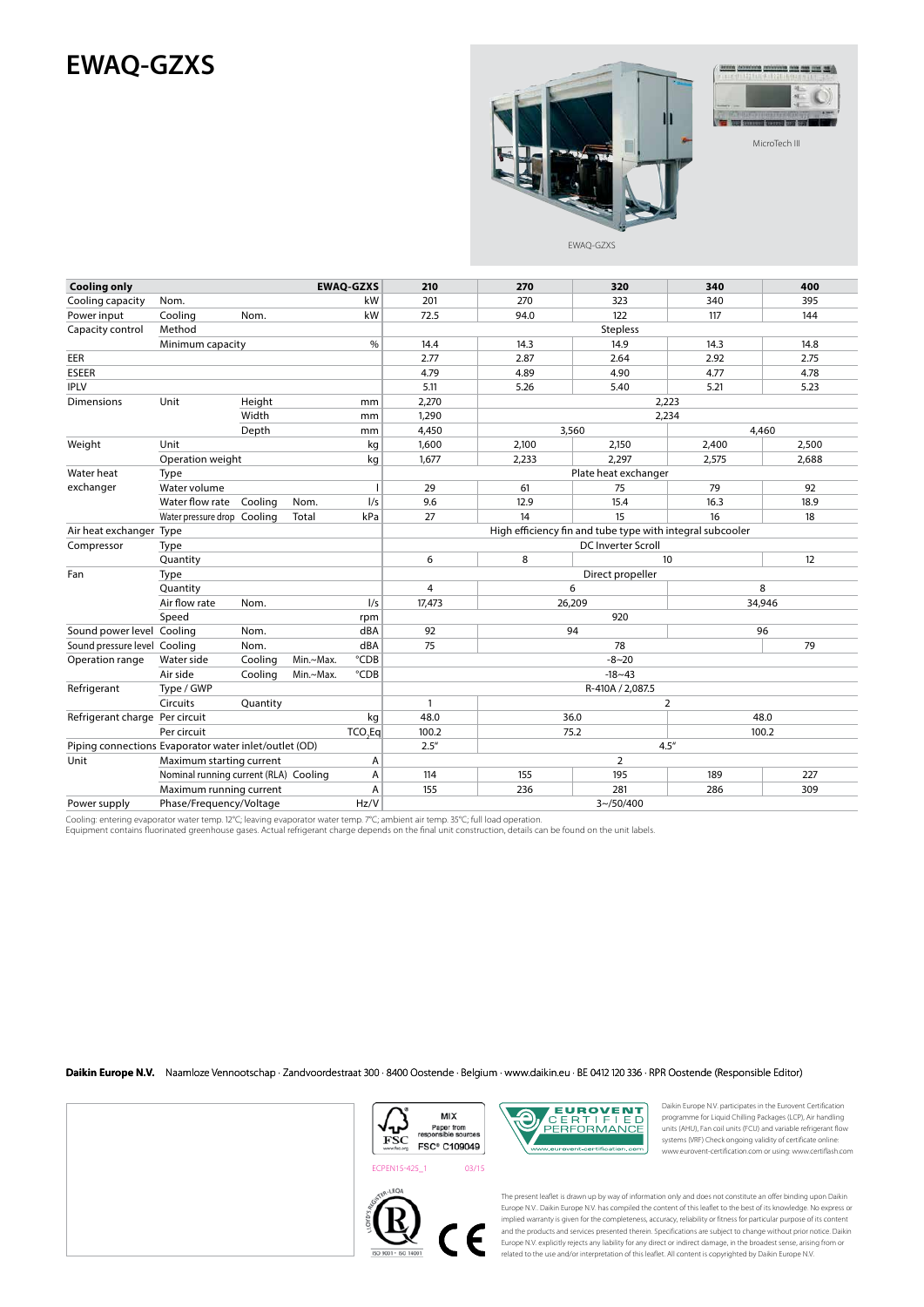# EWAQ-GZXS

MicroTech III

EWAQ-GZXS

| Cooling only | | | EWAQ-GZXS | 210 | 270 | 320 | 340 | 400 |
|---|---|---|---|---|---|---|---|---|
| Cooling capacity | Nom. | | kW | 201 | 270 | 323 | 340 | 395 |
| Power input | Cooling | Nom. | kW | 72.5 | 94.0 | 122 | 117 | 144 |
| Capacity control | Method | | | Stepless | | | | |
| | Minimum capacity | | % | 14.4 | 14.3 | 14.9 | 14.3 | 14.8 |
| EER | | | | 2.77 | 2.87 | 2.64 | 2.92 | 2.75 |
| ESEER | | | | 4.79 | 4.89 | 4.90 | 4.77 | 4.78 |
| IPLV | | | | 5.11 | 5.26 | 5.40 | 5.21 | 5.23 |
| Dimensions | Unit | Height | mm | 2,270 | 2,223 | | | |
| | | Width | mm | 1,290 | 2,234 | | | |
| | | Depth | mm | 4,450 | 3,560 | | 4,460 | |
| Weight | Unit | | kg | 1,600 | 2,100 | 2,150 | 2,400 | 2,500 |
| | Operation weight | | kg | 1,677 | 2,233 | 2,297 | 2,575 | 2,688 |
| Water heat exchanger | Type | | | Plate heat exchanger | | | | |
| | Water volume | | l | 29 | 61 | 75 | 79 | 92 |
| | Water flow rate | Cooling Nom. | l/s | 9.6 | 12.9 | 15.4 | 16.3 | 18.9 |
| | Water pressure drop | Cooling Total | kPa | 27 | 14 | 15 | 16 | 18 |
| Air heat exchanger | Type | | | High efficiency fin and tube type with integral subcooler | | | | |
| Compressor | Type | | | DC Inverter Scroll | | | | |
| | Quantity | | | 6 | 8 | 10 | | 12 |
| Fan | Type | | | Direct propeller | | | | |
| | Quantity | | | 4 | 6 | | 8 | |
| | Air flow rate | Nom. | l/s | 17,473 | 26,209 | | 34,946 | |
| | Speed | | rpm | 920 | | | | |
| Sound power level | Cooling | Nom. | dBA | 92 | 94 | | 96 | |
| Sound pressure level | Cooling | Nom. | dBA | 75 | 78 | | | 79 |
| Operation range | Water side | Cooling Min.~Max. | °CDB | -8~20 | | | | |
| | Air side | Cooling Min.~Max. | °CDB | -18~43 | | | | |
| Refrigerant | Type / GWP | | | R-410A / 2,087.5 | | | | |
| | Circuits | Quantity | | 1 | 2 | | | |
| Refrigerant charge | Per circuit | | kg | 48.0 | 36.0 | | 48.0 | |
| | Per circuit | | TCO₂Eq | 100.2 | 75.2 | | 100.2 | |
| Piping connections | Evaporator water inlet/outlet (OD) | | | 2.5" | 4.5" | | | |
| Unit | Maximum starting current | | A | 2 | | | | |
| | Nominal running current (RLA) | Cooling | A | 114 | 155 | 195 | 189 | 227 |
| | Maximum running current | | A | 155 | 236 | 281 | 286 | 309 |
| Power supply | Phase/Frequency/Voltage | | Hz/V | 3~/50/400 | | | | |

Cooling: entering evaporator water temp. 12°C; leaving evaporator water temp. 7°C; ambient air temp. 35°C; full load operation.
Equipment contains fluorinated greenhouse gases. Actual refrigerant charge depends on the final unit construction, details can be found on the unit labels.

**Daikin Europe N.V.** Naamloze Vennootschap · Zandvoordestraat 300 · 8400 Oostende · Belgium · www.daikin.eu · BE 0412 120 336 · RPR Oostende (Responsible Editor)

MIX Paper from responsible sources FSC® C109049

ECPEN15-425_1 03/15

Daikin Europe N.V. participates in the Eurovent Certification programme for Liquid Chilling Packages (LCP), Air handling units (AHU), Fan coil units (FCU) and variable refrigerant flow systems (VRF) Check ongoing validity of certificate online: www.eurovent-certification.com or using: www.certiflash.com

The present leaflet is drawn up by way of information only and does not constitute an offer binding upon Daikin Europe N.V.. Daikin Europe N.V. has compiled the content of this leaflet to the best of its knowledge. No express or implied warranty is given for the completeness, accuracy, reliability or fitness for particular purpose of its content and the products and services presented therein. Specifications are subject to change without prior notice. Daikin Europe N.V. explicitly rejects any liability for any direct or indirect damage, in the broadest sense, arising from or related to the use and/or interpretation of this leaflet. All content is copyrighted by Daikin Europe N.V.